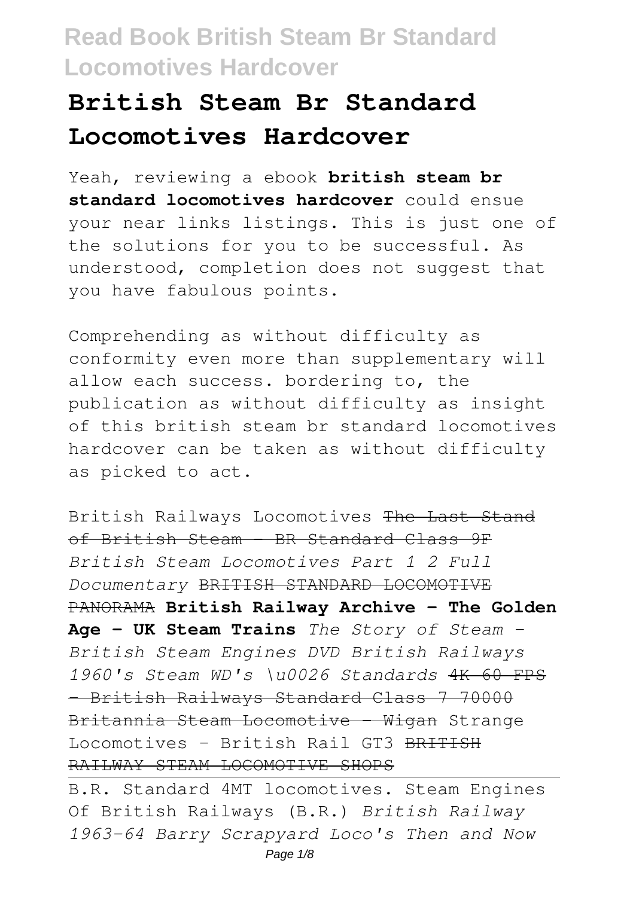# British Steam Br Standard Locomotives Hardcover

Yeah, reviewing a ebook **british steam br standard locomotives hardcover** could ensue your near links listings. This is just one of the solutions for you to be successful. As understood, completion does not suggest that you have fabulous points.

Comprehending as without difficulty as conformity even more than supplementary will allow each success. bordering to, the publication as without difficulty as insight of this british steam br standard locomotives hardcover can be taken as without difficulty as picked to act.

British Railways Locomotives ~~The Last Stand of British Steam - BR Standard Class 9F~~ *British Steam Locomotives Part 1 2 Full Documentary* ~~BRITISH STANDARD LOCOMOTIVE PANORAMA~~ **British Railway Archive - The Golden Age - UK Steam Trains** *The Story of Steam - British Steam Engines DVD British Railways 1960's Steam WD's \u0026 Standards* ~~4K 60 FPS - British Railways Standard Class 7 70000 Britannia Steam Locomotive - Wigan~~ Strange Locomotives - British Rail GT3 ~~BRITISH RAILWAY STEAM LOCOMOTIVE SHOPS~~

B.R. Standard 4MT locomotives. Steam Engines Of British Railways (B.R.) *British Railway 1963-64 Barry Scrapyard Loco's Then and Now*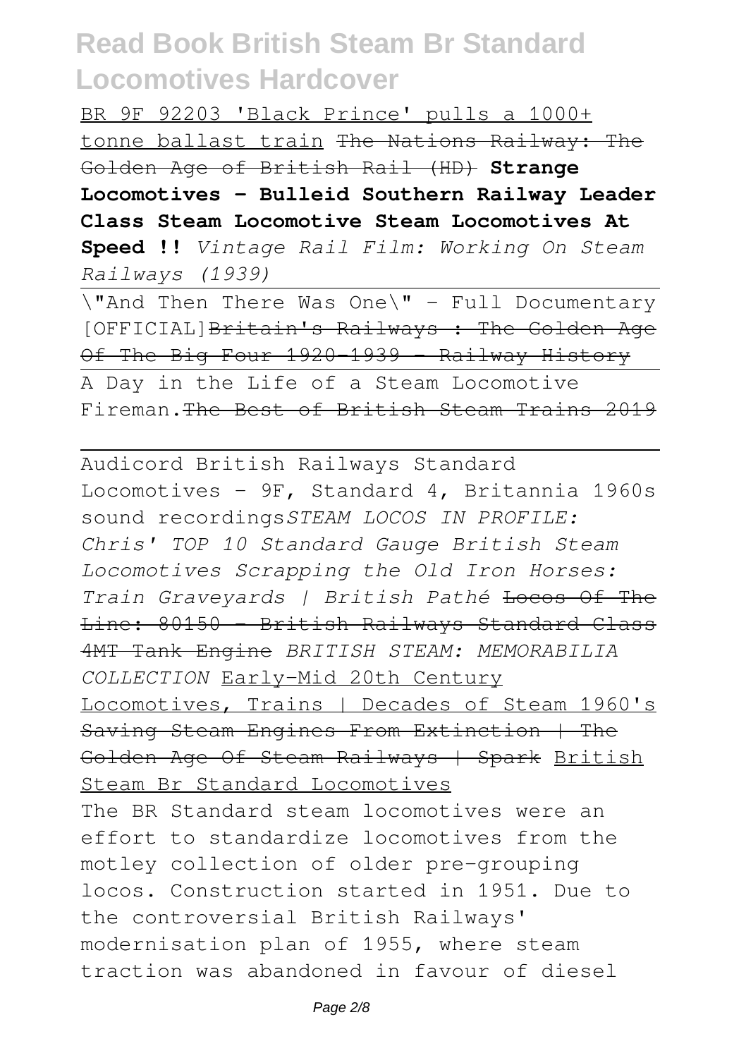BR 9F 92203 'Black Prince' pulls a 1000+ tonne ballast train ~~The Nations Railway: The Golden Age of British Rail (HD)~~ **Strange Locomotives - Bulleid Southern Railway Leader Class Steam Locomotive Steam Locomotives At Speed !!** *Vintage Rail Film: Working On Steam Railways (1939)*

\"And Then There Was One\" - Full Documentary [OFFICIAL]~~Britain's Railways : The Golden Age Of The Big Four 1920-1939 - Railway History~~

A Day in the Life of a Steam Locomotive Fireman.~~The Best of British Steam Trains 2019~~

Audicord British Railways Standard Locomotives - 9F, Standard 4, Britannia 1960s sound recordings*STEAM LOCOS IN PROFILE: Chris' TOP 10 Standard Gauge British Steam Locomotives Scrapping the Old Iron Horses: Train Graveyards | British Pathé* ~~Locos Of The Line: 80150 - British Railways Standard Class 4MT Tank Engine~~ *BRITISH STEAM: MEMORABILIA COLLECTION* Early-Mid 20th Century Locomotives, Trains | Decades of Steam 1960's ~~Saving Steam Engines From Extinction | The Golden Age Of Steam Railways | Spark~~ British Steam Br Standard Locomotives

The BR Standard steam locomotives were an effort to standardize locomotives from the motley collection of older pre-grouping locos. Construction started in 1951. Due to the controversial British Railways' modernisation plan of 1955, where steam traction was abandoned in favour of diesel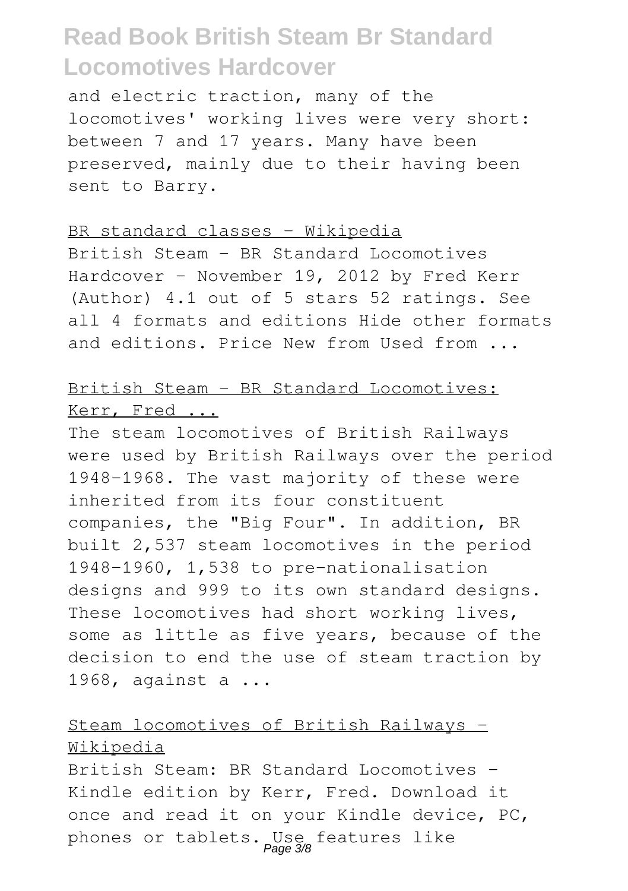and electric traction, many of the locomotives' working lives were very short: between 7 and 17 years. Many have been preserved, mainly due to their having been sent to Barry.

BR standard classes - Wikipedia

British Steam - BR Standard Locomotives Hardcover – November 19, 2012 by Fred Kerr (Author) 4.1 out of 5 stars 52 ratings. See all 4 formats and editions Hide other formats and editions. Price New from Used from ...

British Steam - BR Standard Locomotives: Kerr, Fred ...

The steam locomotives of British Railways were used by British Railways over the period 1948–1968. The vast majority of these were inherited from its four constituent companies, the "Big Four". In addition, BR built 2,537 steam locomotives in the period 1948–1960, 1,538 to pre-nationalisation designs and 999 to its own standard designs. These locomotives had short working lives, some as little as five years, because of the decision to end the use of steam traction by 1968, against a ...

Steam locomotives of British Railways - Wikipedia

British Steam: BR Standard Locomotives - Kindle edition by Kerr, Fred. Download it once and read it on your Kindle device, PC, phones or tablets. Use features like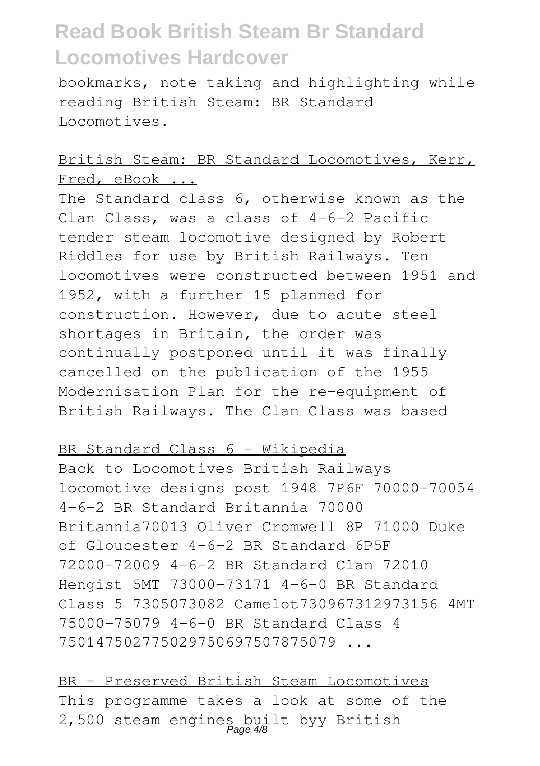bookmarks, note taking and highlighting while reading British Steam: BR Standard Locomotives.

British Steam: BR Standard Locomotives, Kerr, Fred, eBook ...

The Standard class 6, otherwise known as the Clan Class, was a class of 4-6-2 Pacific tender steam locomotive designed by Robert Riddles for use by British Railways. Ten locomotives were constructed between 1951 and 1952, with a further 15 planned for construction. However, due to acute steel shortages in Britain, the order was continually postponed until it was finally cancelled on the publication of the 1955 Modernisation Plan for the re-equipment of British Railways. The Clan Class was based

BR Standard Class 6 - Wikipedia

Back to Locomotives British Railways locomotive designs post 1948 7P6F 70000-70054 4-6-2 BR Standard Britannia 70000 Britannia70013 Oliver Cromwell 8P 71000 Duke of Gloucester 4-6-2 BR Standard 6P5F 72000-72009 4-6-2 BR Standard Clan 72010 Hengist 5MT 73000-73171 4-6-0 BR Standard Class 5 7305073082 Camelot730967312973156 4MT 75000-75079 4-6-0 BR Standard Class 4 750147502775029750697507875079 ...

BR - Preserved British Steam Locomotives

This programme takes a look at some of the 2,500 steam engines built byy British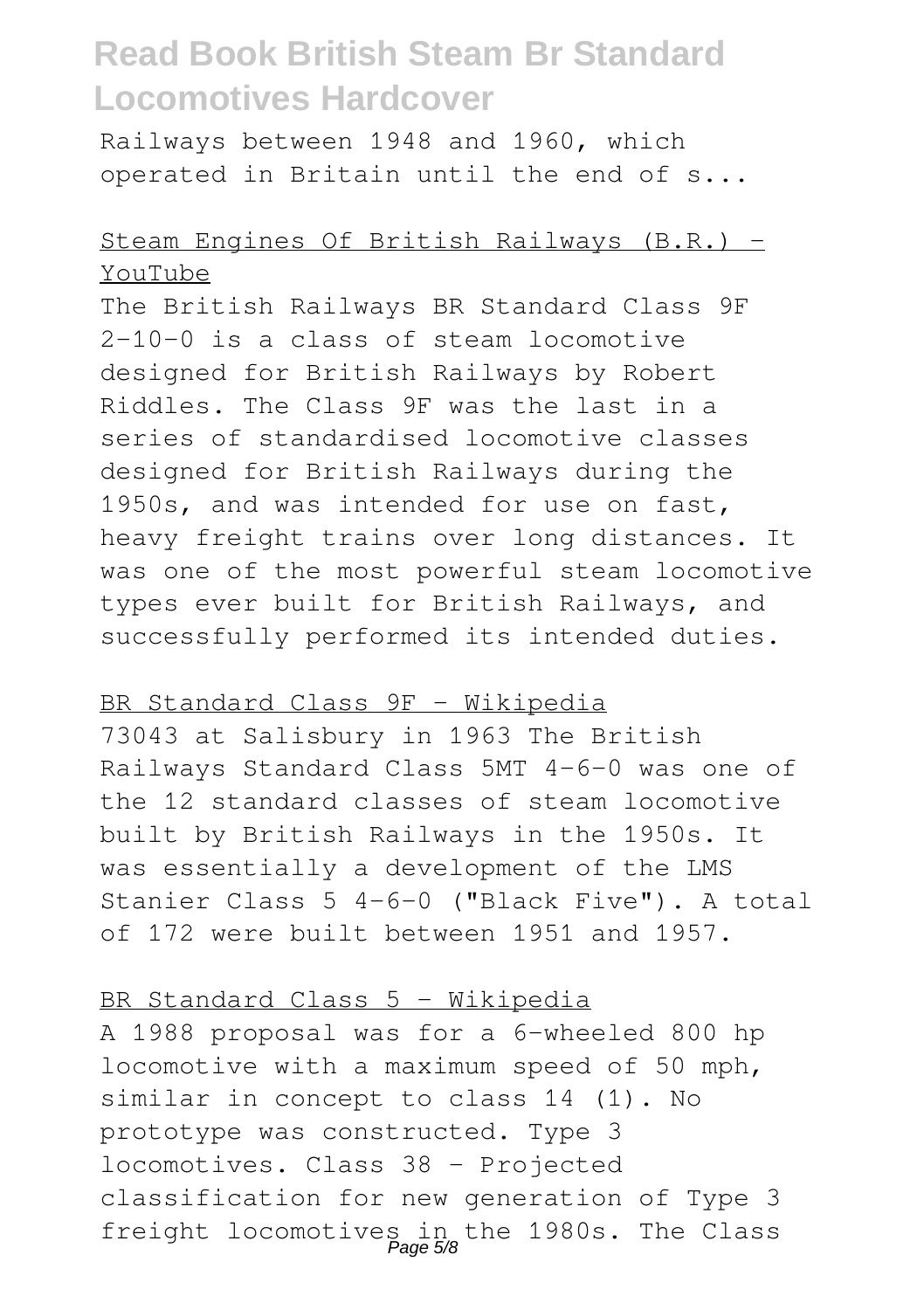Railways between 1948 and 1960, which operated in Britain until the end of s...

Steam Engines Of British Railways (B.R.) - YouTube

The British Railways BR Standard Class 9F 2-10-0 is a class of steam locomotive designed for British Railways by Robert Riddles. The Class 9F was the last in a series of standardised locomotive classes designed for British Railways during the 1950s, and was intended for use on fast, heavy freight trains over long distances. It was one of the most powerful steam locomotive types ever built for British Railways, and successfully performed its intended duties.

BR Standard Class 9F - Wikipedia

73043 at Salisbury in 1963 The British Railways Standard Class 5MT 4-6-0 was one of the 12 standard classes of steam locomotive built by British Railways in the 1950s. It was essentially a development of the LMS Stanier Class 5 4-6-0 ("Black Five"). A total of 172 were built between 1951 and 1957.

BR Standard Class 5 - Wikipedia

A 1988 proposal was for a 6-wheeled 800 hp locomotive with a maximum speed of 50 mph, similar in concept to class 14 (1). No prototype was constructed. Type 3 locomotives. Class 38 - Projected classification for new generation of Type 3 freight locomotives in the 1980s. The Class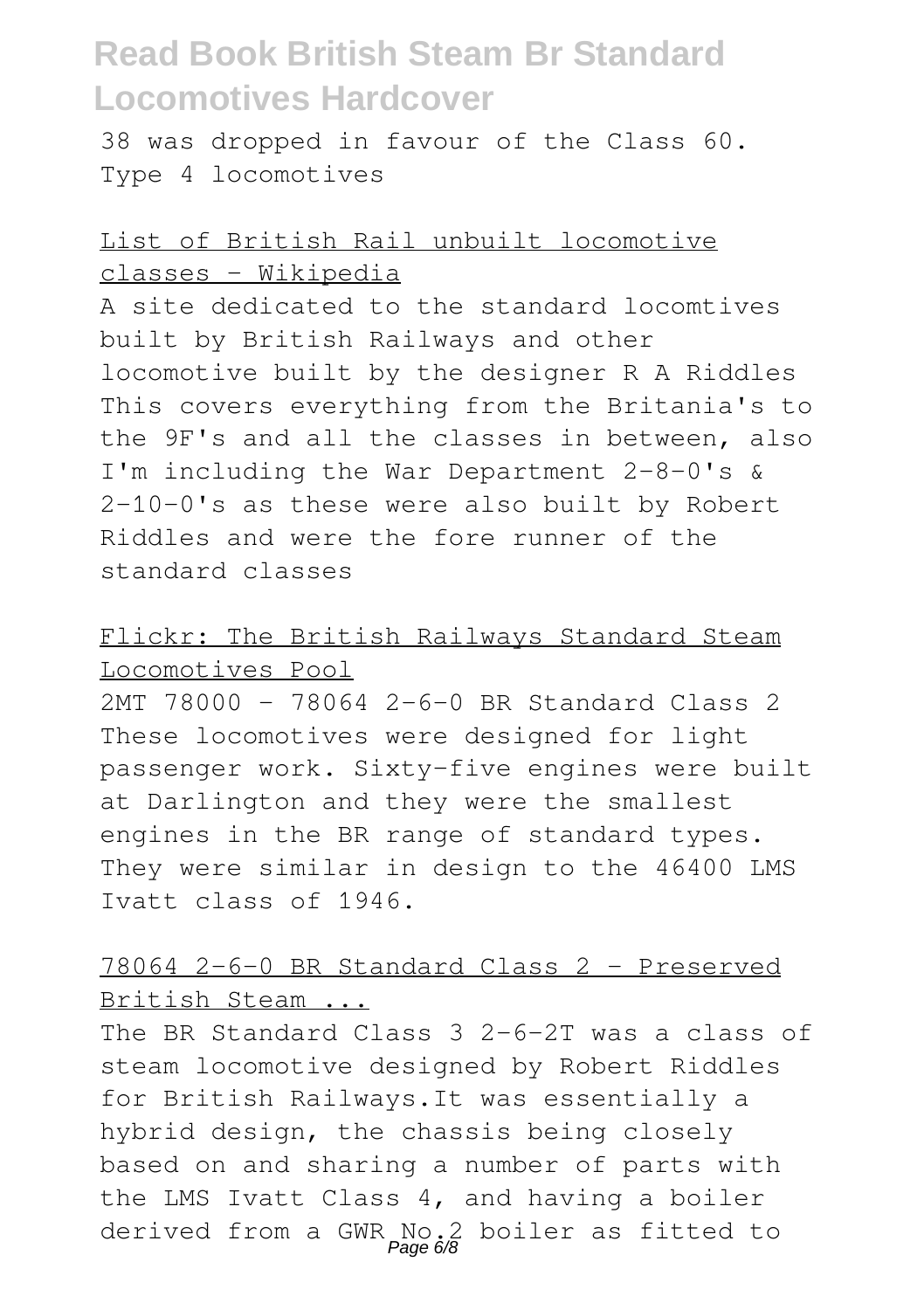38 was dropped in favour of the Class 60. Type 4 locomotives

List of British Rail unbuilt locomotive classes - Wikipedia

A site dedicated to the standard locomtives built by British Railways and other locomotive built by the designer R A Riddles This covers everything from the Britania's to the 9F's and all the classes in between, also I'm including the War Department 2-8-0's & 2-10-0's as these were also built by Robert Riddles and were the fore runner of the standard classes

Flickr: The British Railways Standard Steam Locomotives Pool

2MT 78000 - 78064 2-6-0 BR Standard Class 2 These locomotives were designed for light passenger work. Sixty-five engines were built at Darlington and they were the smallest engines in the BR range of standard types. They were similar in design to the 46400 LMS Ivatt class of 1946.

78064 2-6-0 BR Standard Class 2 - Preserved British Steam ...

The BR Standard Class 3 2-6-2T was a class of steam locomotive designed by Robert Riddles for British Railways.It was essentially a hybrid design, the chassis being closely based on and sharing a number of parts with the LMS Ivatt Class 4, and having a boiler derived from a GWR No.2 boiler as fitted to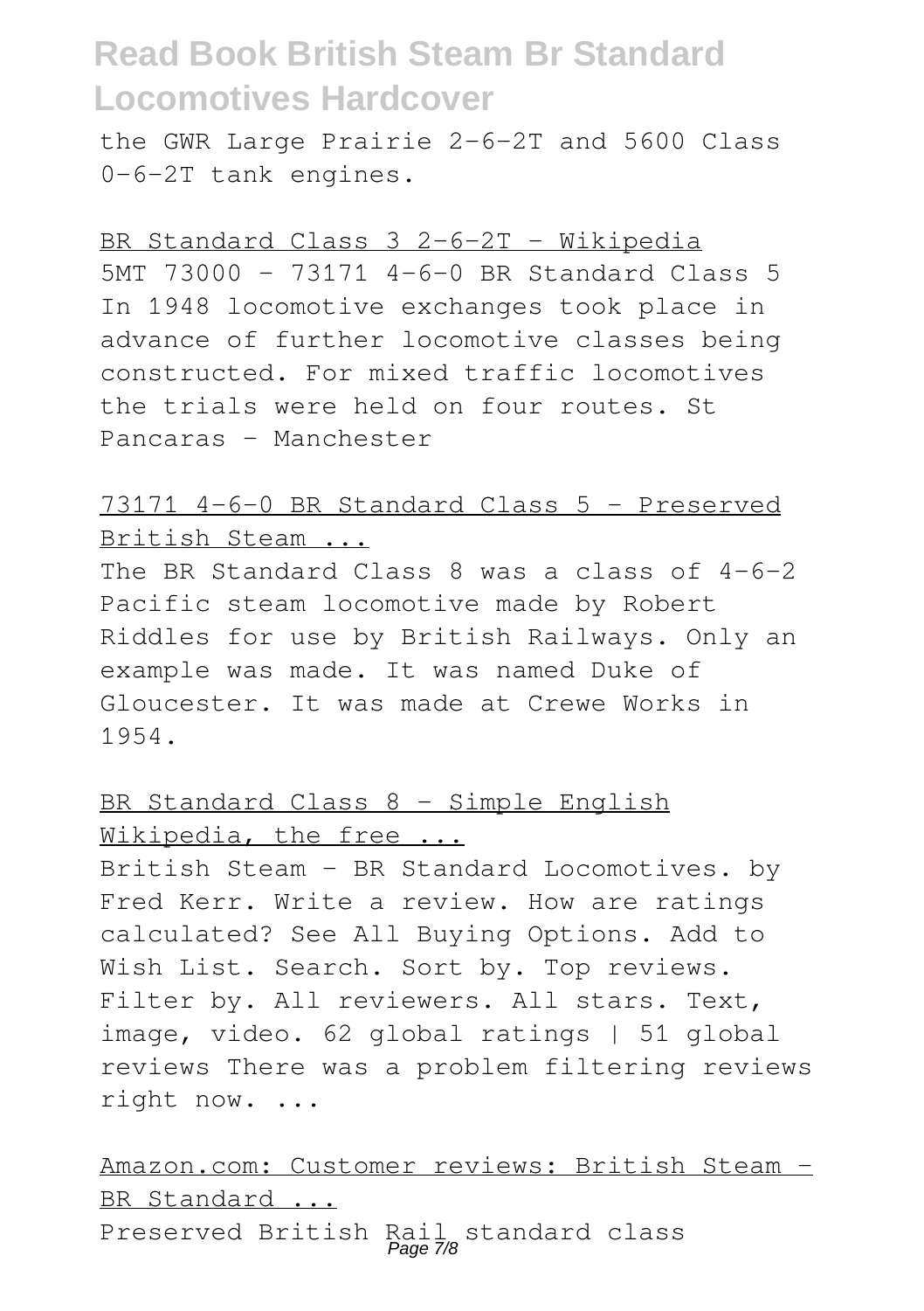the GWR Large Prairie 2-6-2T and 5600 Class 0-6-2T tank engines.

BR Standard Class 3 2-6-2T - Wikipedia

5MT 73000 - 73171 4-6-0 BR Standard Class 5 In 1948 locomotive exchanges took place in advance of further locomotive classes being constructed. For mixed traffic locomotives the trials were held on four routes. St Pancaras - Manchester

73171 4-6-0 BR Standard Class 5 - Preserved British Steam ...

The BR Standard Class 8 was a class of 4-6-2 Pacific steam locomotive made by Robert Riddles for use by British Railways. Only an example was made. It was named Duke of Gloucester. It was made at Crewe Works in 1954.

BR Standard Class 8 - Simple English Wikipedia, the free ...

British Steam - BR Standard Locomotives. by Fred Kerr. Write a review. How are ratings calculated? See All Buying Options. Add to Wish List. Search. Sort by. Top reviews. Filter by. All reviewers. All stars. Text, image, video. 62 global ratings | 51 global reviews There was a problem filtering reviews right now. ...

Amazon.com: Customer reviews: British Steam - BR Standard ...

Preserved British Rail standard class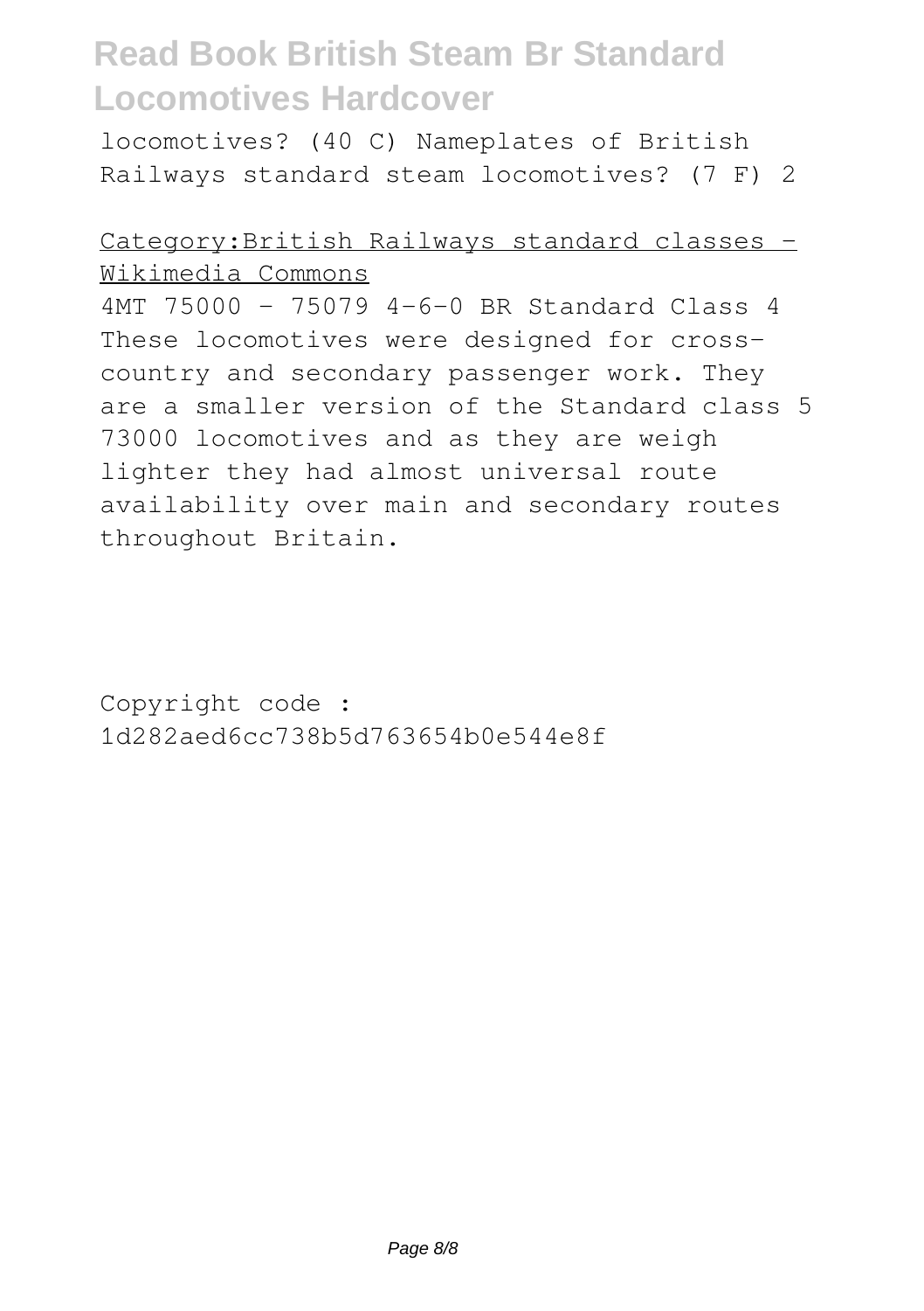locomotives? (40 C) Nameplates of British Railways standard steam locomotives? (7 F) 2

Category:British Railways standard classes - Wikimedia Commons

4MT 75000 - 75079 4-6-0 BR Standard Class 4 These locomotives were designed for cross-country and secondary passenger work. They are a smaller version of the Standard class 5 73000 locomotives and as they are weigh lighter they had almost universal route availability over main and secondary routes throughout Britain.

Copyright code : 1d282aed6cc738b5d763654b0e544e8f